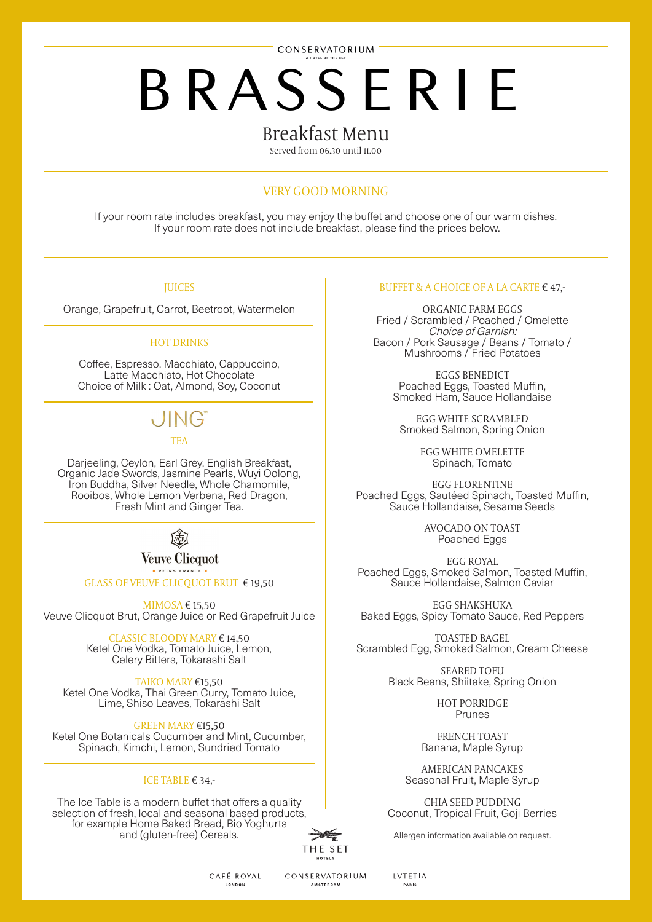CONSERVATORIUM

A HOTEL OF THE SET

# BRASSERIE

## Breakfast Menu

Served from 06.30 until 11.00

### VERY GOOD MORNING

If your room rate includes breakfast, you may enjoy the buffet and choose one of our warm dishes.
If your room rate does not include breakfast, please find the prices below.

### JUICES

Orange, Grapefruit, Carrot, Beetroot, Watermelon

### HOT DRINKS

Coffee, Espresso, Macchiato, Cappuccino, Latte Macchiato, Hot Chocolate
Choice of Milk : Oat, Almond, Soy, Coconut

### JING™ TEA

Darjeeling, Ceylon, Earl Grey, English Breakfast, Organic Jade Swords, Jasmine Pearls, Wuyi Oolong, Iron Buddha, Silver Needle, Whole Chamomile, Rooibos, Whole Lemon Verbena, Red Dragon, Fresh Mint and Ginger Tea.

### Veuve Clicquot

REIMS FRANCE

GLASS OF VEUVE CLICQUOT BRUT € 19,50

MIMOSA € 15,50
Veuve Clicquot Brut, Orange Juice or Red Grapefruit Juice

CLASSIC BLOODY MARY € 14,50
Ketel One Vodka, Tomato Juice, Lemon, Celery Bitters, Tokarashi Salt

TAIKO MARY €15,50
Ketel One Vodka, Thai Green Curry, Tomato Juice, Lime, Shiso Leaves, Tokarashi Salt

GREEN MARY €15,50
Ketel One Botanicals Cucumber and Mint, Cucumber, Spinach, Kimchi, Lemon, Sundried Tomato

### ICE TABLE € 34,-

The Ice Table is a modern buffet that offers a quality selection of fresh, local and seasonal based products, for example Home Baked Bread, Bio Yoghurts and (gluten-free) Cereals.

### BUFFET & A CHOICE OF A LA CARTE € 47,-

ORGANIC FARM EGGS
Fried / Scrambled / Poached / Omelette
*Choice of Garnish:*
Bacon / Pork Sausage / Beans / Tomato / Mushrooms / Fried Potatoes

EGGS BENEDICT
Poached Eggs, Toasted Muffin, Smoked Ham, Sauce Hollandaise

EGG WHITE SCRAMBLED
Smoked Salmon, Spring Onion

EGG WHITE OMELETTE
Spinach, Tomato

EGG FLORENTINE
Poached Eggs, Sautéed Spinach, Toasted Muffin, Sauce Hollandaise, Sesame Seeds

AVOCADO ON TOAST
Poached Eggs

EGG ROYAL
Poached Eggs, Smoked Salmon, Toasted Muffin, Sauce Hollandaise, Salmon Caviar

EGG SHAKSHUKA
Baked Eggs, Spicy Tomato Sauce, Red Peppers

TOASTED BAGEL
Scrambled Egg, Smoked Salmon, Cream Cheese

SEARED TOFU
Black Beans, Shiitake, Spring Onion

HOT PORRIDGE
Prunes

FRENCH TOAST
Banana, Maple Syrup

AMERICAN PANCAKES
Seasonal Fruit, Maple Syrup

CHIA SEED PUDDING
Coconut, Tropical Fruit, Goji Berries

Allergen information available on request.

THE SET HOTELS

CAFÉ ROYAL LONDON · CONSERVATORIUM AMSTERDAM · LVTETIA PARIS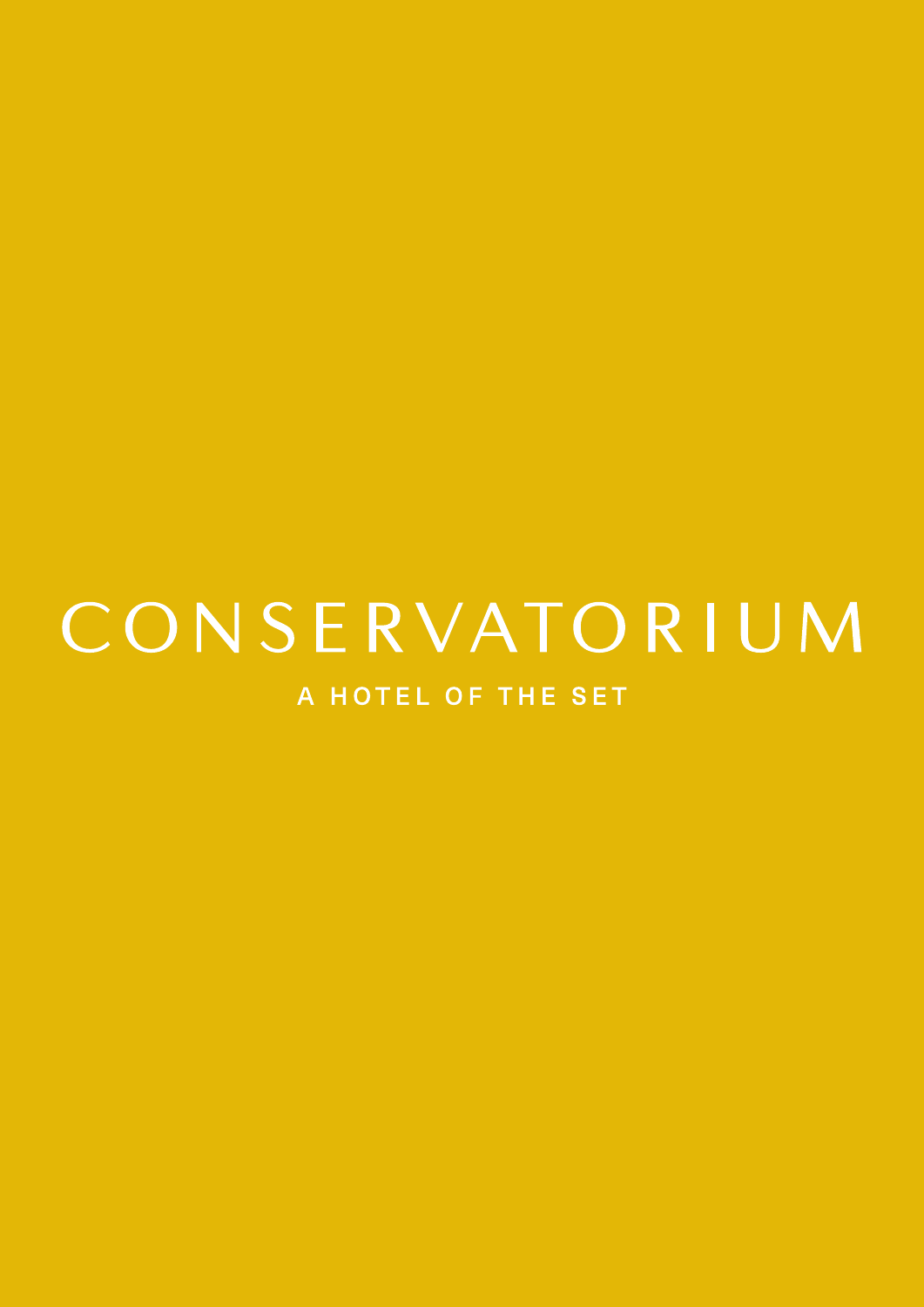# CONSERVATORIUM

A HOTEL OF THE SET